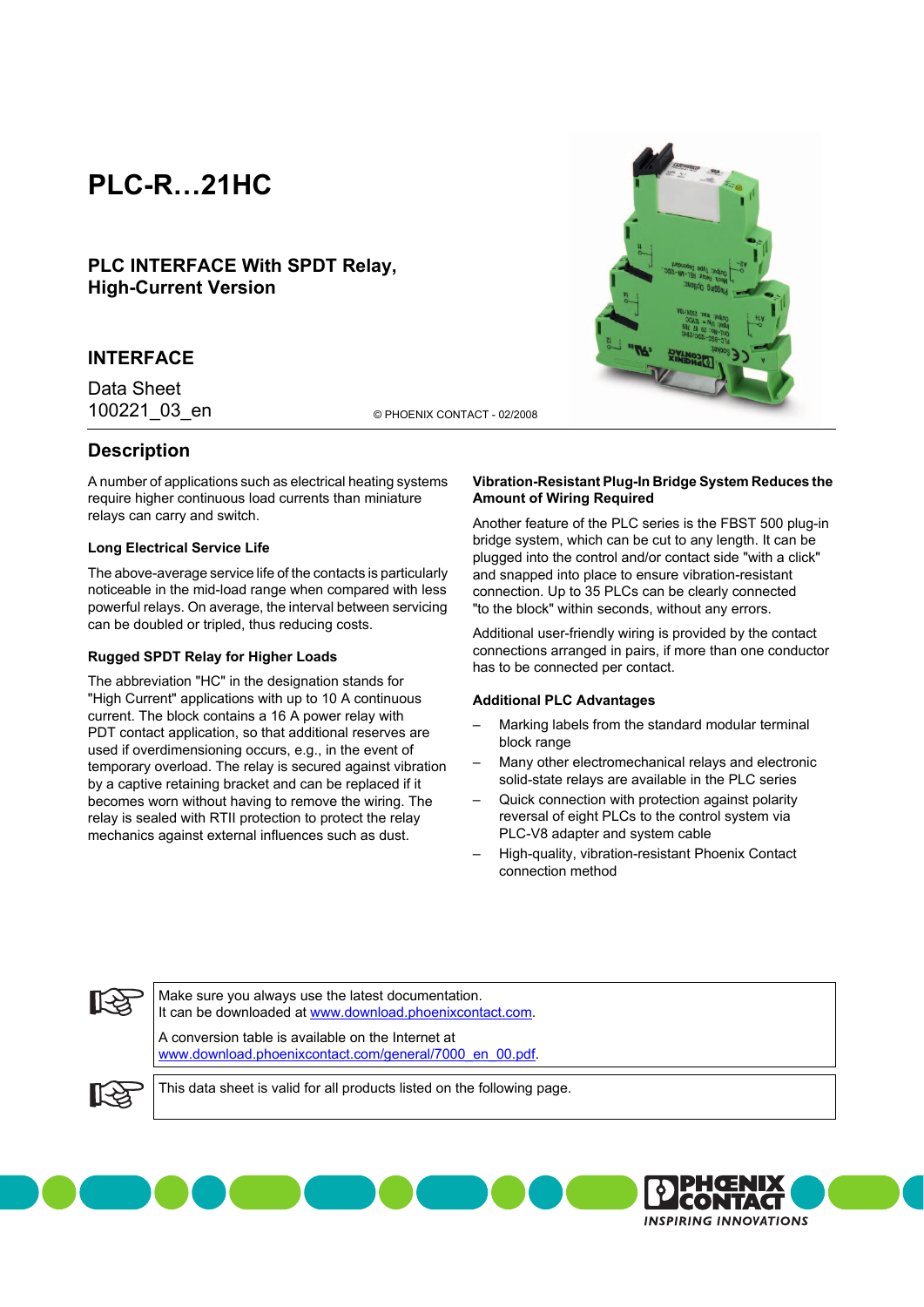# PLC-R…21HC

## PLC INTERFACE With SPDT Relay, High-Current Version

## INTERFACE

Data Sheet
100221_03_en

© PHOENIX CONTACT - 02/2008

## Description

A number of applications such as electrical heating systems require higher continuous load currents than miniature relays can carry and switch.

### Long Electrical Service Life

The above-average service life of the contacts is particularly noticeable in the mid-load range when compared with less powerful relays. On average, the interval between servicing can be doubled or tripled, thus reducing costs.

### Rugged SPDT Relay for Higher Loads

The abbreviation "HC" in the designation stands for "High Current" applications with up to 10 A continuous current. The block contains a 16 A power relay with PDT contact application, so that additional reserves are used if overdimensioning occurs, e.g., in the event of temporary overload. The relay is secured against vibration by a captive retaining bracket and can be replaced if it becomes worn without having to remove the wiring. The relay is sealed with RTII protection to protect the relay mechanics against external influences such as dust.

### Vibration-Resistant Plug-In Bridge System Reduces the Amount of Wiring Required

Another feature of the PLC series is the FBST 500 plug-in bridge system, which can be cut to any length. It can be plugged into the control and/or contact side "with a click" and snapped into place to ensure vibration-resistant connection. Up to 35 PLCs can be clearly connected "to the block" within seconds, without any errors.

Additional user-friendly wiring is provided by the contact connections arranged in pairs, if more than one conductor has to be connected per contact.

### Additional PLC Advantages

- Marking labels from the standard modular terminal block range
- Many other electromechanical relays and electronic solid-state relays are available in the PLC series
- Quick connection with protection against polarity reversal of eight PLCs to the control system via PLC-V8 adapter and system cable
- High-quality, vibration-resistant Phoenix Contact connection method

> Make sure you always use the latest documentation.
> It can be downloaded at www.download.phoenixcontact.com.
>
> A conversion table is available on the Internet at
> www.download.phoenixcontact.com/general/7000_en_00.pdf.

> This data sheet is valid for all products listed on the following page.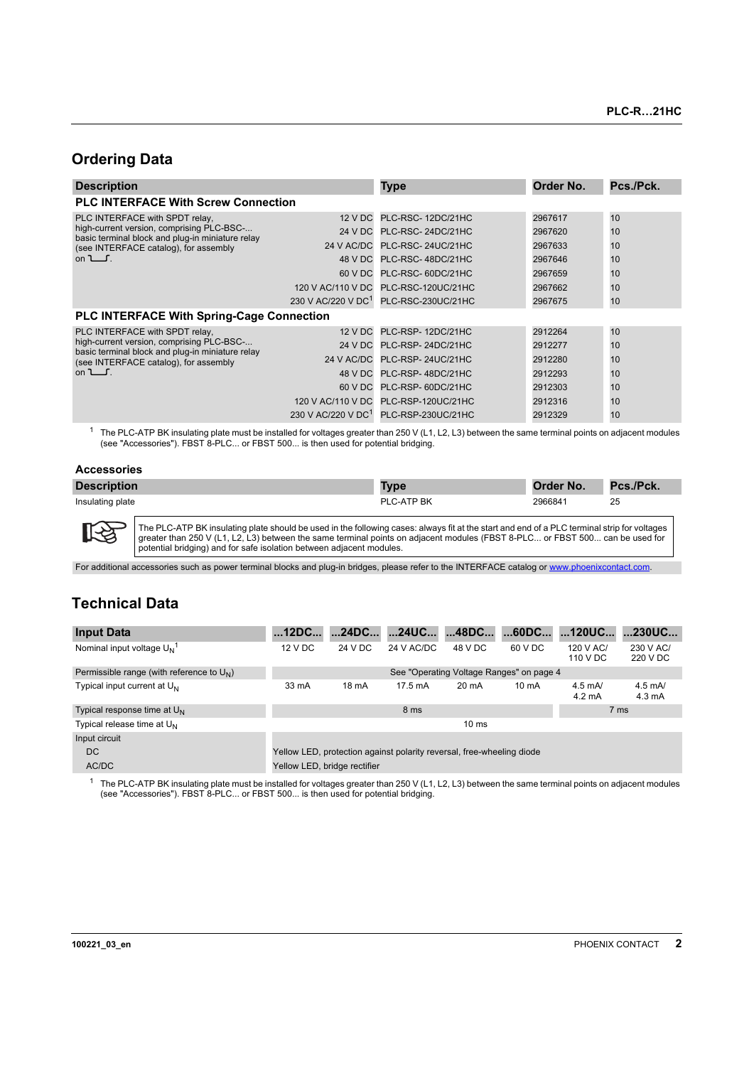## Ordering Data

| Description | | Type | Order No. | Pcs./Pck. |
|---|---|---|---|---|
| **PLC INTERFACE With Screw Connection** | | | | |
| PLC INTERFACE with SPDT relay, high-current version, comprising PLC-BSC-... basic terminal block and plug-in miniature relay (see INTERFACE catalog), for assembly on ⌴. | 12 V DC | PLC-RSC- 12DC/21HC | 2967617 | 10 |
| | 24 V DC | PLC-RSC- 24DC/21HC | 2967620 | 10 |
| | 24 V AC/DC | PLC-RSC- 24UC/21HC | 2967633 | 10 |
| | 48 V DC | PLC-RSC- 48DC/21HC | 2967646 | 10 |
| | 60 V DC | PLC-RSC- 60DC/21HC | 2967659 | 10 |
| | 120 V AC/110 V DC | PLC-RSC-120UC/21HC | 2967662 | 10 |
| | 230 V AC/220 V DC[1] | PLC-RSC-230UC/21HC | 2967675 | 10 |
| **PLC INTERFACE With Spring-Cage Connection** | | | | |
| PLC INTERFACE with SPDT relay, high-current version, comprising PLC-BSC-... basic terminal block and plug-in miniature relay (see INTERFACE catalog), for assembly on ⌴. | 12 V DC | PLC-RSP- 12DC/21HC | 2912264 | 10 |
| | 24 V DC | PLC-RSP- 24DC/21HC | 2912277 | 10 |
| | 24 V AC/DC | PLC-RSP- 24UC/21HC | 2912280 | 10 |
| | 48 V DC | PLC-RSP- 48DC/21HC | 2912293 | 10 |
| | 60 V DC | PLC-RSP- 60DC/21HC | 2912303 | 10 |
| | 120 V AC/110 V DC | PLC-RSP-120UC/21HC | 2912316 | 10 |
| | 230 V AC/220 V DC[1] | PLC-RSP-230UC/21HC | 2912329 | 10 |

[1] The PLC-ATP BK insulating plate must be installed for voltages greater than 250 V (L1, L2, L3) between the same terminal points on adjacent modules (see "Accessories"). FBST 8-PLC... or FBST 500... is then used for potential bridging.

### Accessories

| Description | Type | Order No. | Pcs./Pck. |
|---|---|---|---|
| Insulating plate | PLC-ATP BK | 2966841 | 25 |

The PLC-ATP BK insulating plate should be used in the following cases: always fit at the start and end of a PLC terminal strip for voltages greater than 250 V (L1, L2, L3) between the same terminal points on adjacent modules (FBST 8-PLC... or FBST 500... can be used for potential bridging) and for safe isolation between adjacent modules.

For additional accessories such as power terminal blocks and plug-in bridges, please refer to the INTERFACE catalog or www.phoenixcontact.com.

## Technical Data

| Input Data | ...12DC... | ...24DC... | ...24UC... | ...48DC... | ...60DC... | ...120UC... | ...230UC... |
|---|---|---|---|---|---|---|---|
| Nominal input voltage $U_N$[1] | 12 V DC | 24 V DC | 24 V AC/DC | 48 V DC | 60 V DC | 120 V AC/ 110 V DC | 230 V AC/ 220 V DC |
| Permissible range (with reference to $U_N$) | See "Operating Voltage Ranges" on page 4 | | | | | | |
| Typical input current at $U_N$ | 33 mA | 18 mA | 17.5 mA | 20 mA | 10 mA | 4.5 mA/ 4.2 mA | 4.5 mA/ 4.3 mA |
| Typical response time at $U_N$ | 8 ms | | | | | 7 ms | |
| Typical release time at $U_N$ | 10 ms | | | | | | |
| Input circuit | | | | | | | |
| DC | Yellow LED, protection against polarity reversal, free-wheeling diode | | | | | | |
| AC/DC | Yellow LED, bridge rectifier | | | | | | |

[1] The PLC-ATP BK insulating plate must be installed for voltages greater than 250 V (L1, L2, L3) between the same terminal points on adjacent modules (see "Accessories"). FBST 8-PLC... or FBST 500... is then used for potential bridging.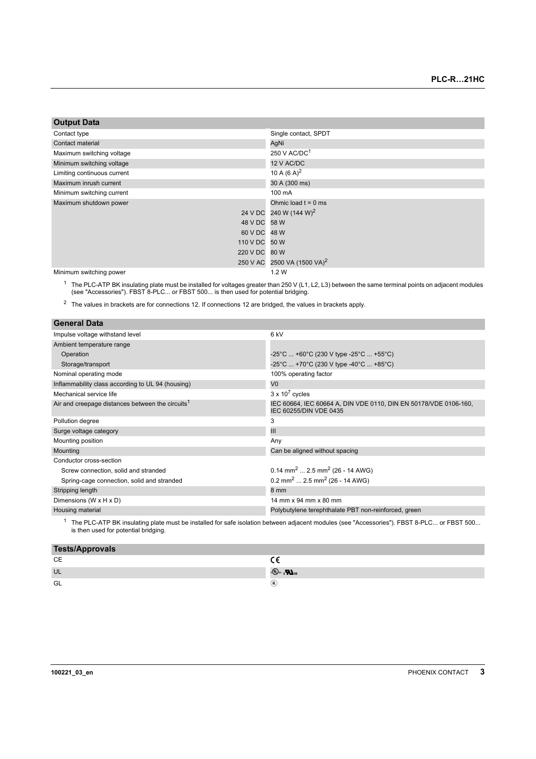## Output Data

| | |
|---|---|
| Contact type | Single contact, SPDT |
| Contact material | AgNi |
| Maximum switching voltage | 250 V AC/DC[1] |
| Minimum switching voltage | 12 V AC/DC |
| Limiting continuous current | 10 A (6 A)[2] |
| Maximum inrush current | 30 A (300 ms) |
| Minimum switching current | 100 mA |
| Maximum shutdown power | Ohmic load t = 0 ms |
| 24 V DC | 240 W (144 W)[2] |
| 48 V DC | 58 W |
| 60 V DC | 48 W |
| 110 V DC | 50 W |
| 220 V DC | 80 W |
| 250 V AC | 2500 VA (1500 VA)[2] |
| Minimum switching power | 1.2 W |

[1] The PLC-ATP BK insulating plate must be installed for voltages greater than 250 V (L1, L2, L3) between the same terminal points on adjacent modules (see "Accessories"). FBST 8-PLC... or FBST 500... is then used for potential bridging.

[2] The values in brackets are for connections 12. If connections 12 are bridged, the values in brackets apply.

## General Data

| | |
|---|---|
| Impulse voltage withstand level | 6 kV |
| Ambient temperature range | |
| Operation | -25°C ... +60°C (230 V type -25°C ... +55°C) |
| Storage/transport | -25°C ... +70°C (230 V type -40°C ... +85°C) |
| Nominal operating mode | 100% operating factor |
| Inflammability class according to UL 94 (housing) | V0 |
| Mechanical service life | $3 \times 10^7$ cycles |
| Air and creepage distances between the circuits[1] | IEC 60664, IEC 60664 A, DIN VDE 0110, DIN EN 50178/VDE 0106-160, IEC 60255/DIN VDE 0435 |
| Pollution degree | 3 |
| Surge voltage category | III |
| Mounting position | Any |
| Mounting | Can be aligned without spacing |
| Conductor cross-section | |
| Screw connection, solid and stranded | 0.14 mm² ... 2.5 mm² (26 - 14 AWG) |
| Spring-cage connection, solid and stranded | 0.2 mm² ... 2.5 mm² (26 - 14 AWG) |
| Stripping length | 8 mm |
| Dimensions (W x H x D) | 14 mm x 94 mm x 80 mm |
| Housing material | Polybutylene terephthalate PBT non-reinforced, green |

[1] The PLC-ATP BK insulating plate must be installed for safe isolation between adjacent modules (see "Accessories"). FBST 8-PLC... or FBST 500... is then used for potential bridging.

## Tests/Approvals

| | |
|---|---|
| CE | CE |
| UL | cULus |
| GL | GL |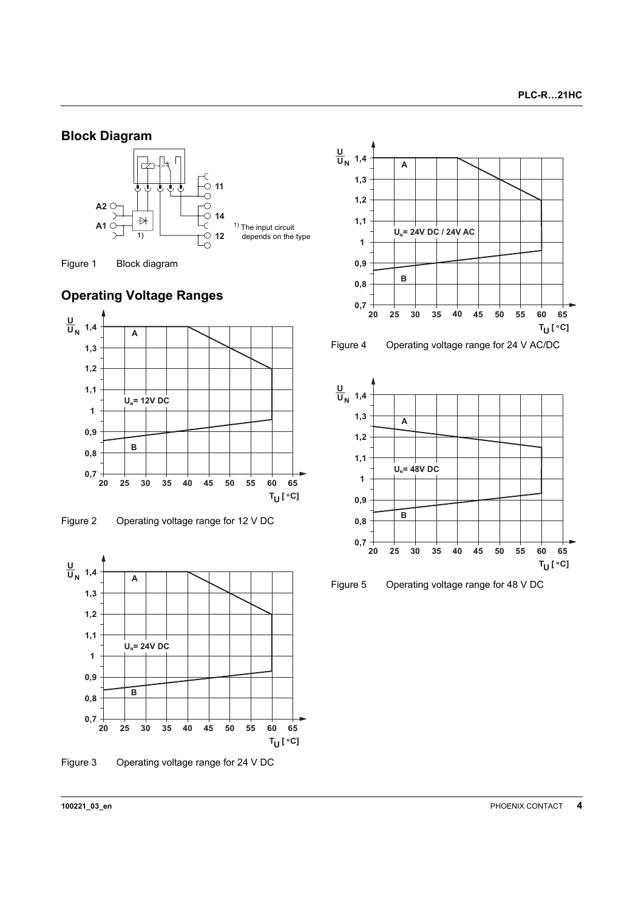## Block Diagram

[1] The input circuit depends on the type

Figure 1 Block diagram

## Operating Voltage Ranges

Figure 2 Operating voltage range for 12 V DC

Figure 3 Operating voltage range for 24 V DC

Figure 4 Operating voltage range for 24 V AC/DC

Figure 5 Operating voltage range for 48 V DC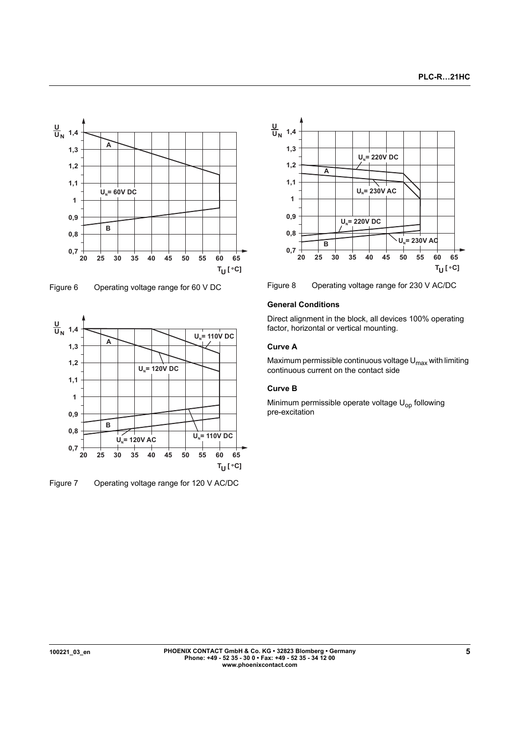U/U_N
1,4
1,3
1,2
1,1
1
0,9
0,8
0,7
A
B
$U_N$= 60V DC
20 25 30 35 40 45 50 55 60 65
$T_U$ [°C]

Figure 6 Operating voltage range for 60 V DC

U/U_N
1,4
1,3
1,2
1,1
1
0,9
0,8
0,7
A
B
$U_N$= 110V DC
$U_N$= 120V DC
$U_N$= 120V AC
$U_N$= 110V DC
20 25 30 35 40 45 50 55 60 65
$T_U$ [°C]

Figure 7 Operating voltage range for 120 V AC/DC

U/U_N
1,4
1,3
1,2
1,1
1
0,9
0,8
0,7
A
B
$U_N$= 220V DC
$U_N$= 230V AC
$U_N$= 220V DC
$U_N$= 230V AC
20 25 30 35 40 45 50 55 60 65
$T_U$ [°C]

Figure 8 Operating voltage range for 230 V AC/DC

**General Conditions**

Direct alignment in the block, all devices 100% operating factor, horizontal or vertical mounting.

**Curve A**

Maximum permissible continuous voltage $U_{max}$ with limiting continuous current on the contact side

**Curve B**

Minimum permissible operate voltage $U_{op}$ following pre-excitation